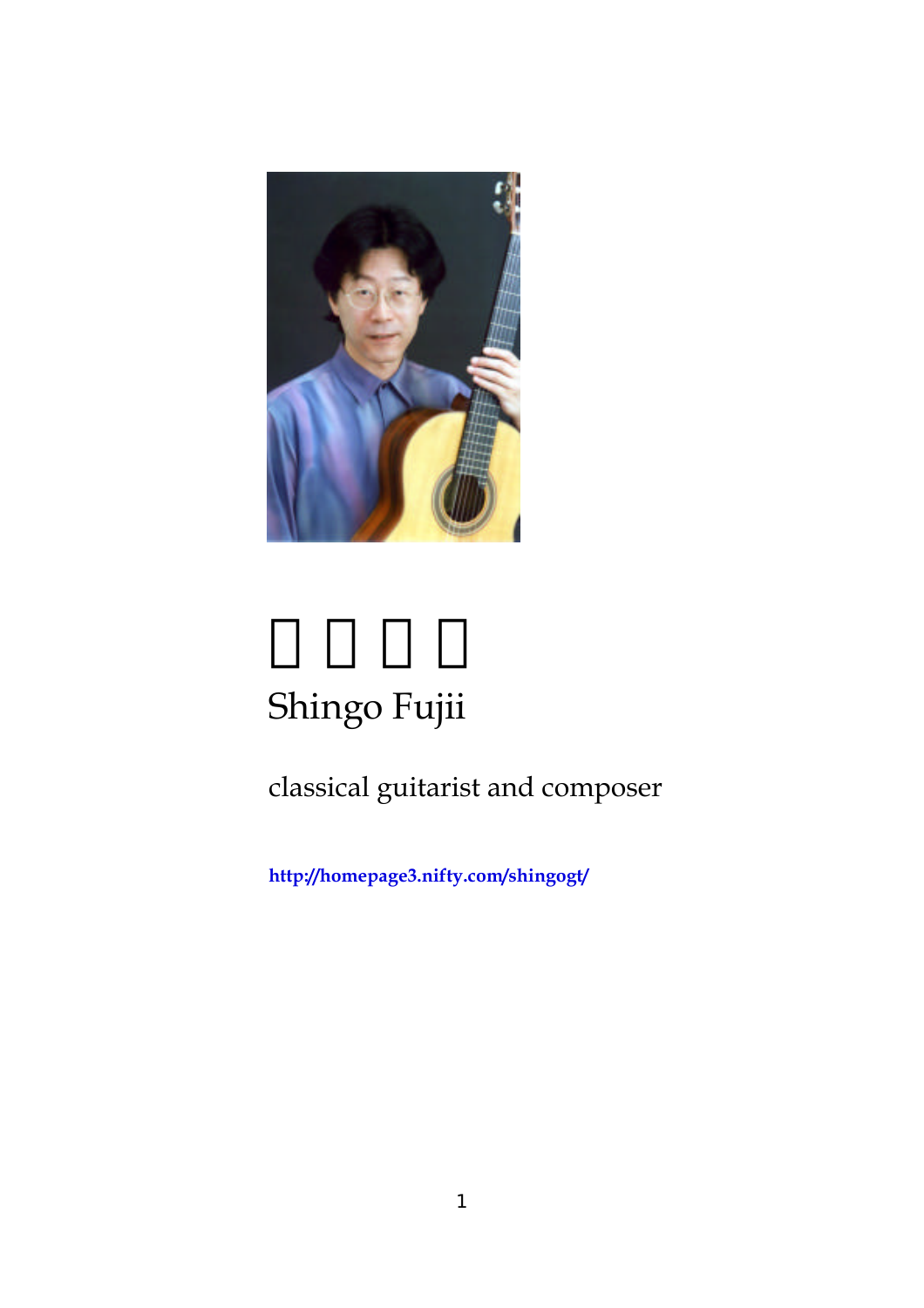□□□□

Shingo Fujii

classical guitarist and composer

http://homepage3.nifty.com/shingogt/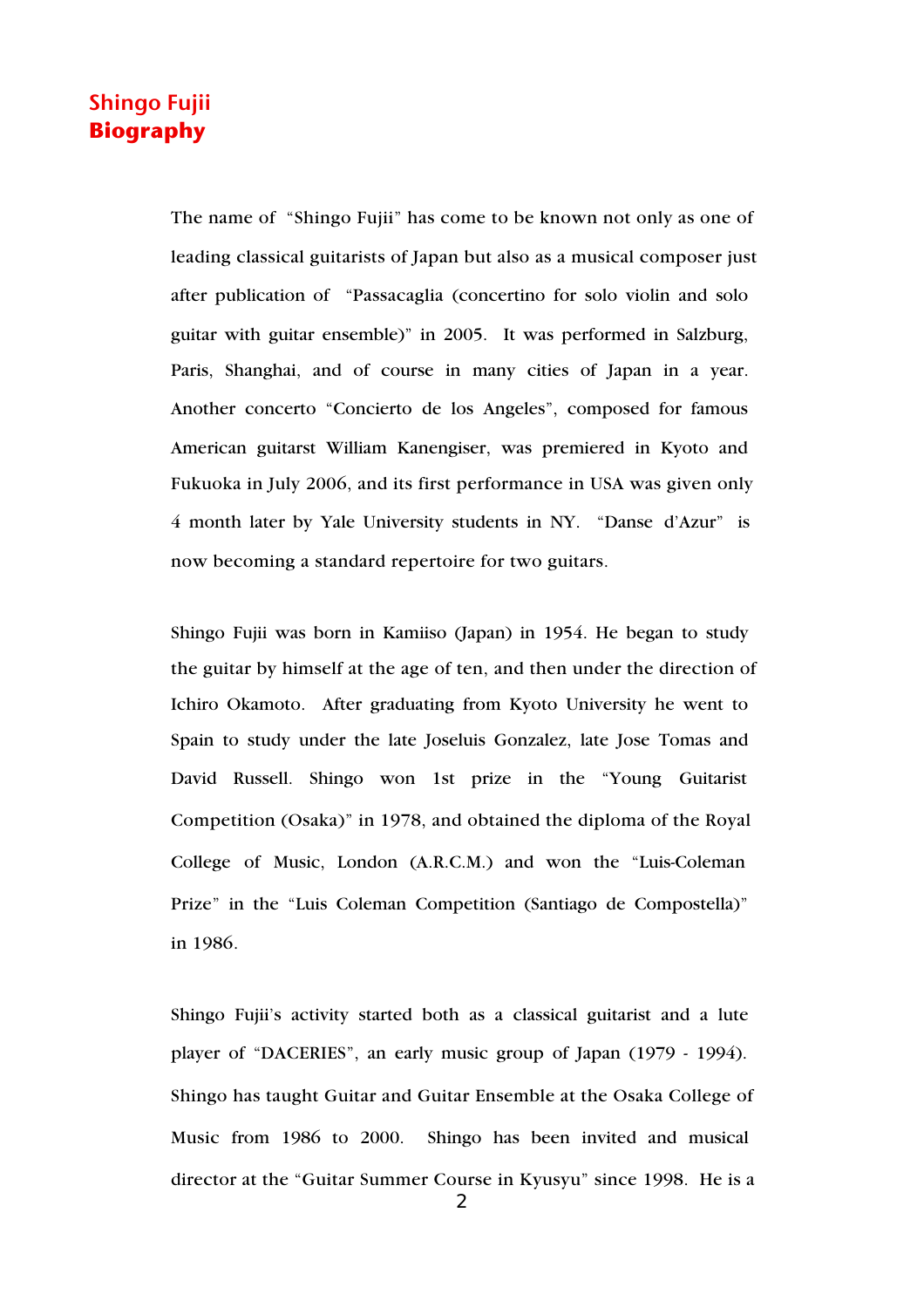# Shingo Fujii
## Biography

The name of "Shingo Fujii" has come to be known not only as one of leading classical guitarists of Japan but also as a musical composer just after publication of "Passacaglia (concertino for solo violin and solo guitar with guitar ensemble)" in 2005. It was performed in Salzburg, Paris, Shanghai, and of course in many cities of Japan in a year. Another concerto "Concierto de los Angeles", composed for famous American guitarst William Kanengiser, was premiered in Kyoto and Fukuoka in July 2006, and its first performance in USA was given only 4 month later by Yale University students in NY. "Danse d'Azur" is now becoming a standard repertoire for two guitars.

Shingo Fujii was born in Kamiiso (Japan) in 1954. He began to study the guitar by himself at the age of ten, and then under the direction of Ichiro Okamoto. After graduating from Kyoto University he went to Spain to study under the late Joseluis Gonzalez, late Jose Tomas and David Russell. Shingo won 1st prize in the "Young Guitarist Competition (Osaka)" in 1978, and obtained the diploma of the Royal College of Music, London (A.R.C.M.) and won the "Luis-Coleman Prize" in the "Luis Coleman Competition (Santiago de Compostella)" in 1986.

Shingo Fujii's activity started both as a classical guitarist and a lute player of "DACERIES", an early music group of Japan (1979 - 1994). Shingo has taught Guitar and Guitar Ensemble at the Osaka College of Music from 1986 to 2000. Shingo has been invited and musical director at the "Guitar Summer Course in Kyusyu" since 1998. He is a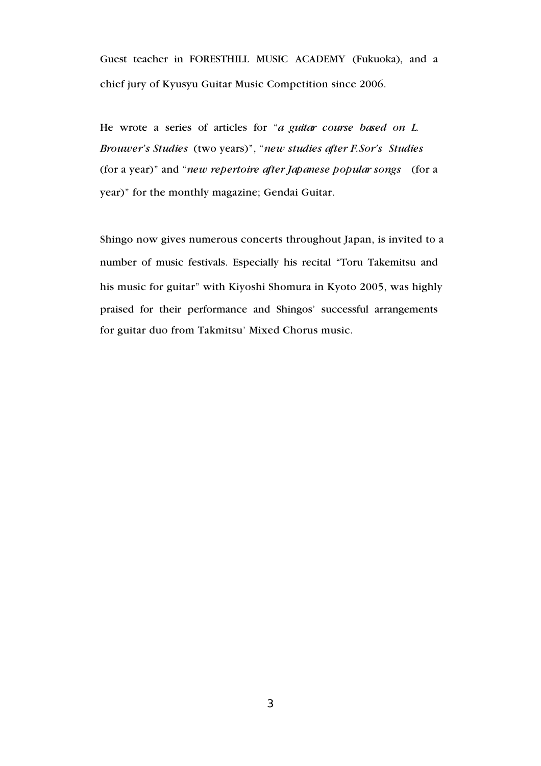Guest teacher in FORESTHILL MUSIC ACADEMY (Fukuoka), and a chief jury of Kyusyu Guitar Music Competition since 2006.

He wrote a series of articles for "*a guitar course based on L. Brouwer's Studies* (two years)", "*new studies after F.Sor's Studies* (for a year)" and "*new repertoire after Japanese popular songs* (for a year)" for the monthly magazine; Gendai Guitar.

Shingo now gives numerous concerts throughout Japan, is invited to a number of music festivals. Especially his recital "Toru Takemitsu and his music for guitar" with Kiyoshi Shomura in Kyoto 2005, was highly praised for their performance and Shingos' successful arrangements for guitar duo from Takmitsu' Mixed Chorus music.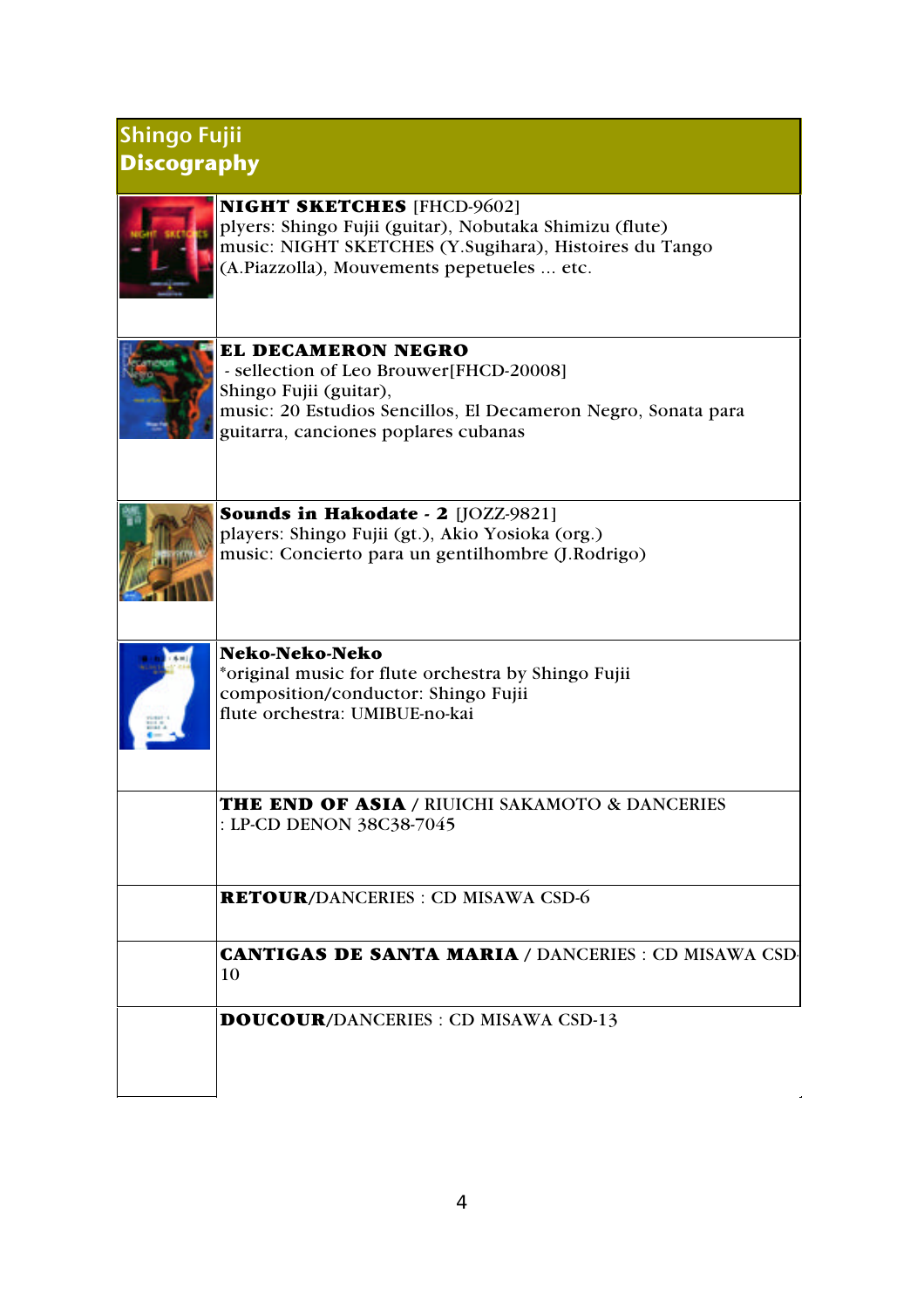## Shingo Fujii
## Discography

| | |
|---|---|
| | **NIGHT SKETCHES** [FHCD-9602]<br>plyers: Shingo Fujii (guitar), Nobutaka Shimizu (flute)<br>music: NIGHT SKETCHES (Y.Sugihara), Histoires du Tango (A.Piazzolla), Mouvements pepetueles ... etc. |
| | **EL DECAMERON NEGRO**<br>- sellection of Leo Brouwer[FHCD-20008]<br>Shingo Fujii (guitar),<br>music: 20 Estudios Sencillos, El Decameron Negro, Sonata para guitarra, canciones poplares cubanas |
| | **Sounds in Hakodate - 2** [JOZZ-9821]<br>players: Shingo Fujii (gt.), Akio Yosioka (org.)<br>music: Concierto para un gentilhombre (J.Rodrigo) |
| | **Neko-Neko-Neko**<br>*original music for flute orchestra by Shingo Fujii<br>composition/conductor: Shingo Fujii<br>flute orchestra: UMIBUE-no-kai |
| | **THE END OF ASIA** / RIUICHI SAKAMOTO & DANCERIES<br>: LP-CD DENON 38C38-7045 |
| | **RETOUR**/DANCERIES : CD MISAWA CSD-6 |
| | **CANTIGAS DE SANTA MARIA** / DANCERIES : CD MISAWA CSD-10 |
| | **DOUCOUR**/DANCERIES : CD MISAWA CSD-13 |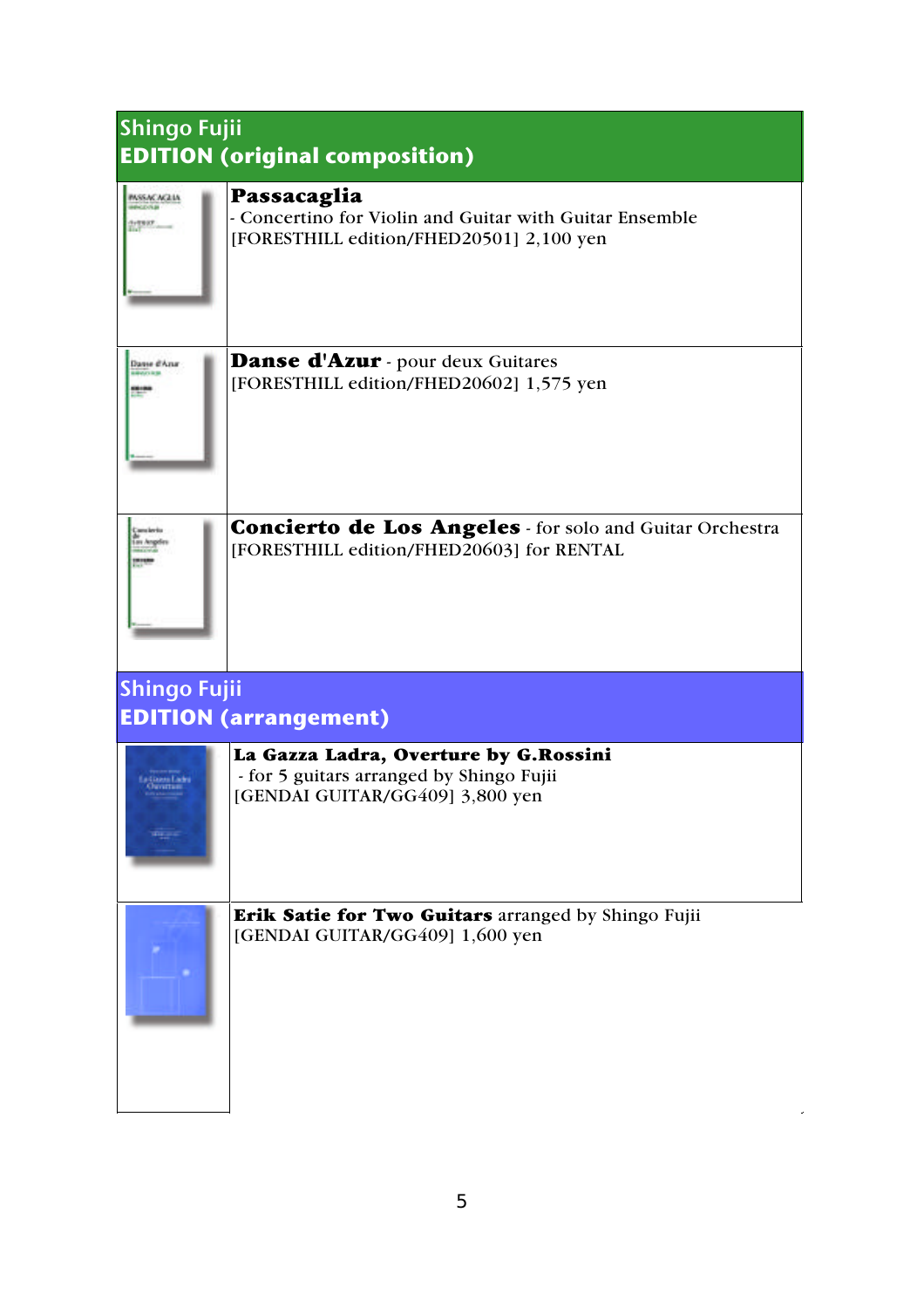## Shingo Fujii
## EDITION (original composition)

**Passacaglia**
- Concertino for Violin and Guitar with Guitar Ensemble
[FORESTHILL edition/FHED20501] 2,100 yen

**Danse d'Azur** - pour deux Guitares
[FORESTHILL edition/FHED20602] 1,575 yen

**Concierto de Los Angeles** - for solo and Guitar Orchestra
[FORESTHILL edition/FHED20603] for RENTAL

## Shingo Fujii
## EDITION (arrangement)

**La Gazza Ladra, Overture by G.Rossini**
- for 5 guitars arranged by Shingo Fujii
[GENDAI GUITAR/GG409] 3,800 yen

**Erik Satie for Two Guitars** arranged by Shingo Fujii
[GENDAI GUITAR/GG409] 1,600 yen